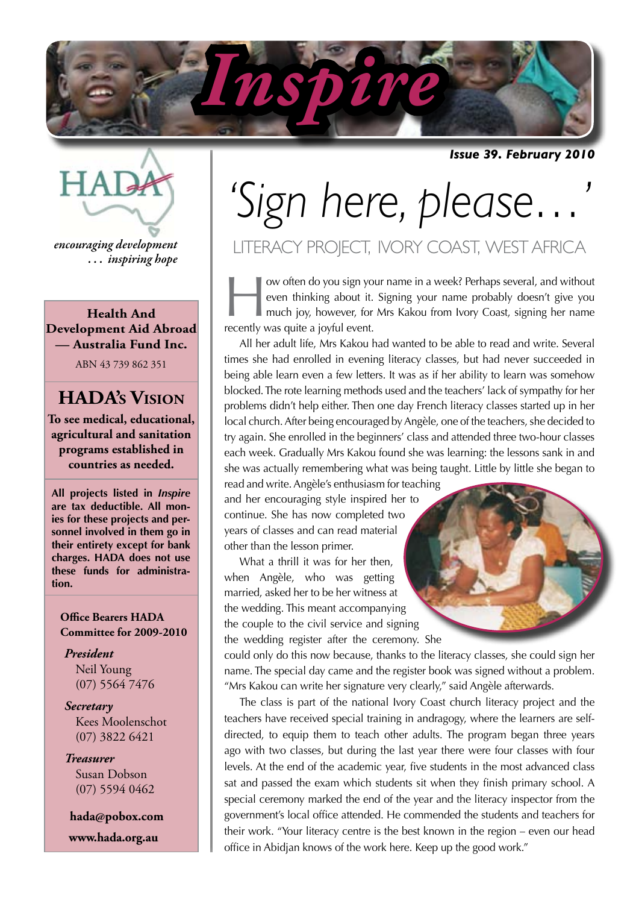# Inspire

**Issue 39. February 2010**

HADA

*encouraging development … inspiring hope*

**Health And Development Aid Abroad — Australia Fund Inc.**

ABN 43 739 862 351

## HADA's Vision

**To see medical, educational, agricultural and sanitation programs established in countries as needed.**

**All projects listed in *Inspire* are tax deductible. All monies for these projects and personnel involved in them go in their entirety except for bank charges. HADA does not use these funds for administration.**

**Office Bearers HADA Committee for 2009-2010**

***President***
Neil Young
(07) 5564 7476

***Secretary***
Kees Moolenschot
(07) 3822 6421

***Treasurer***
Susan Dobson
(07) 5594 0462

**hada@pobox.com**

**www.hada.org.au**

# 'Sign here, please…'

## LITERACY PROJECT, IVORY COAST, WEST AFRICA

How often do you sign your name in a week? Perhaps several, and without even thinking about it. Signing your name probably doesn't give you much joy, however, for Mrs Kakou from Ivory Coast, signing her name recently was quite a joyful event.

All her adult life, Mrs Kakou had wanted to be able to read and write. Several times she had enrolled in evening literacy classes, but had never succeeded in being able learn even a few letters. It was as if her ability to learn was somehow blocked. The rote learning methods used and the teachers' lack of sympathy for her problems didn't help either. Then one day French literacy classes started up in her local church. After being encouraged by Angèle, one of the teachers, she decided to try again. She enrolled in the beginners' class and attended three two-hour classes each week. Gradually Mrs Kakou found she was learning: the lessons sank in and she was actually remembering what was being taught. Little by little she began to read and write. Angèle's enthusiasm for teaching and her encouraging style inspired her to continue. She has now completed two years of classes and can read material other than the lesson primer.

What a thrill it was for her then, when Angèle, who was getting married, asked her to be her witness at the wedding. This meant accompanying the couple to the civil service and signing the wedding register after the ceremony. She could only do this now because, thanks to the literacy classes, she could sign her name. The special day came and the register book was signed without a problem. "Mrs Kakou can write her signature very clearly," said Angèle afterwards.

The class is part of the national Ivory Coast church literacy project and the teachers have received special training in andragogy, where the learners are self-directed, to equip them to teach other adults. The program began three years ago with two classes, but during the last year there were four classes with four levels. At the end of the academic year, five students in the most advanced class sat and passed the exam which students sit when they finish primary school. A special ceremony marked the end of the year and the literacy inspector from the government's local office attended. He commended the students and teachers for their work. "Your literacy centre is the best known in the region – even our head office in Abidjan knows of the work here. Keep up the good work."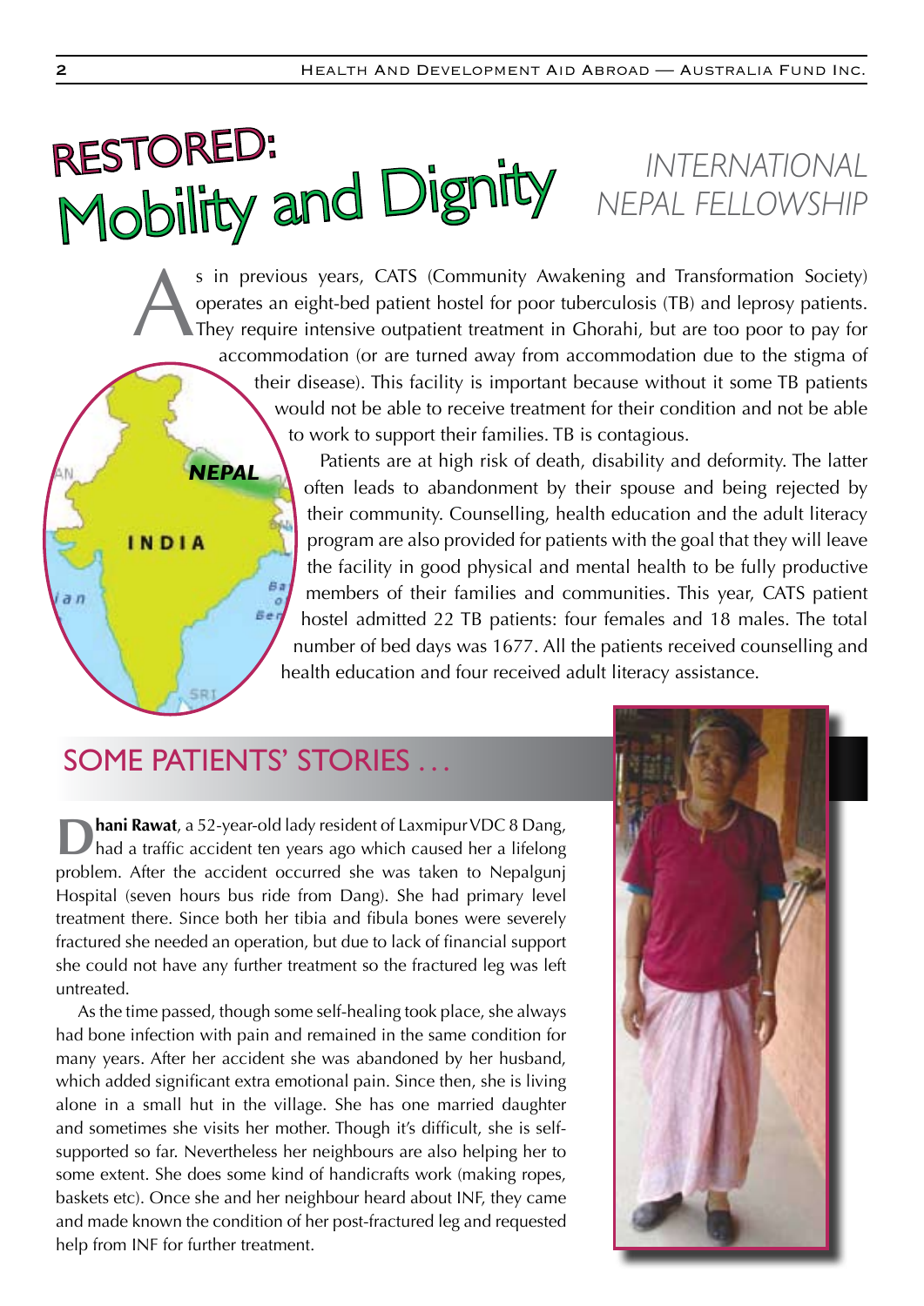# RESTORED: Mobility and Dignity

*INTERNATIONAL NEPAL FELLOWSHIP*

As in previous years, CATS (Community Awakening and Transformation Society) operates an eight-bed patient hostel for poor tuberculosis (TB) and leprosy patients. They require intensive outpatient treatment in Ghorahi, but are too poor to pay for accommodation (or are turned away from accommodation due to the stigma of their disease). This facility is important because without it some TB patients would not be able to receive treatment for their condition and not be able to work to support their families. TB is contagious.

Patients are at high risk of death, disability and deformity. The latter often leads to abandonment by their spouse and being rejected by their community. Counselling, health education and the adult literacy program are also provided for patients with the goal that they will leave the facility in good physical and mental health to be fully productive members of their families and communities. This year, CATS patient hostel admitted 22 TB patients: four females and 18 males. The total number of bed days was 1677. All the patients received counselling and health education and four received adult literacy assistance.

## SOME PATIENTS' STORIES …

**Dhani Rawat**, a 52-year-old lady resident of Laxmipur VDC 8 Dang, had a traffic accident ten years ago which caused her a lifelong problem. After the accident occurred she was taken to Nepalgunj Hospital (seven hours bus ride from Dang). She had primary level treatment there. Since both her tibia and fibula bones were severely fractured she needed an operation, but due to lack of financial support she could not have any further treatment so the fractured leg was left untreated.

As the time passed, though some self-healing took place, she always had bone infection with pain and remained in the same condition for many years. After her accident she was abandoned by her husband, which added significant extra emotional pain. Since then, she is living alone in a small hut in the village. She has one married daughter and sometimes she visits her mother. Though it's difficult, she is self-supported so far. Nevertheless her neighbours are also helping her to some extent. She does some kind of handicrafts work (making ropes, baskets etc). Once she and her neighbour heard about INF, they came and made known the condition of her post-fractured leg and requested help from INF for further treatment.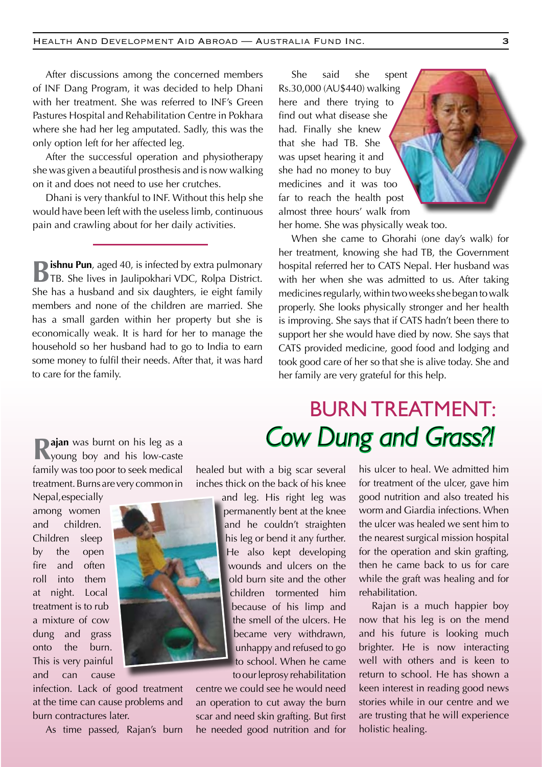After discussions among the concerned members of INF Dang Program, it was decided to help Dhani with her treatment. She was referred to INF's Green Pastures Hospital and Rehabilitation Centre in Pokhara where she had her leg amputated. Sadly, this was the only option left for her affected leg.

After the successful operation and physiotherapy she was given a beautiful prosthesis and is now walking on it and does not need to use her crutches.

Dhani is very thankful to INF. Without this help she would have been left with the useless limb, continuous pain and crawling about for her daily activities.

---

**Bishnu Pun**, aged 40, is infected by extra pulmonary TB. She lives in Jaulipokhari VDC, Rolpa District. She has a husband and six daughters, ie eight family members and none of the children are married. She has a small garden within her property but she is economically weak. It is hard for her to manage the household so her husband had to go to India to earn some money to fulfil their needs. After that, it was hard to care for the family.

She said she spent Rs.30,000 (AU$440) walking here and there trying to find out what disease she had. Finally she knew that she had TB. She was upset hearing it and she had no money to buy medicines and it was too far to reach the health post almost three hours' walk from her home. She was physically weak too.

When she came to Ghorahi (one day's walk) for her treatment, knowing she had TB, the Government hospital referred her to CATS Nepal. Her husband was with her when she was admitted to us. After taking medicines regularly, within two weeks she began to walk properly. She looks physically stronger and her health is improving. She says that if CATS hadn't been there to support her she would have died by now. She says that CATS provided medicine, good food and lodging and took good care of her so that she is alive today. She and her family are very grateful for this help.

# BURN TREATMENT: *Cow Dung and Grass?!*

**Rajan** was burnt on his leg as a young boy and his low-caste family was too poor to seek medical treatment. Burns are very common in Nepal, especially among women and children. Children sleep by the open fire and often roll into them at night. Local treatment is to rub a mixture of cow dung and grass onto the burn. This is very painful and can cause infection. Lack of good treatment at the time can cause problems and burn contractures later.

As time passed, Rajan's burn healed but with a big scar several inches thick on the back of his knee and leg. His right leg was permanently bent at the knee and he couldn't straighten his leg or bend it any further. He also kept developing wounds and ulcers on the old burn site and the other children tormented him because of his limp and the smell of the ulcers. He became very withdrawn, unhappy and refused to go to school. When he came to our leprosy rehabilitation centre we could see he would need an operation to cut away the burn scar and need skin grafting. But first he needed good nutrition and for his ulcer to heal. We admitted him for treatment of the ulcer, gave him good nutrition and also treated his worm and Giardia infections. When the ulcer was healed we sent him to the nearest surgical mission hospital for the operation and skin grafting, then he came back to us for care while the graft was healing and for rehabilitation.

Rajan is a much happier boy now that his leg is on the mend and his future is looking much brighter. He is now interacting well with others and is keen to return to school. He has shown a keen interest in reading good news stories while in our centre and we are trusting that he will experience holistic healing.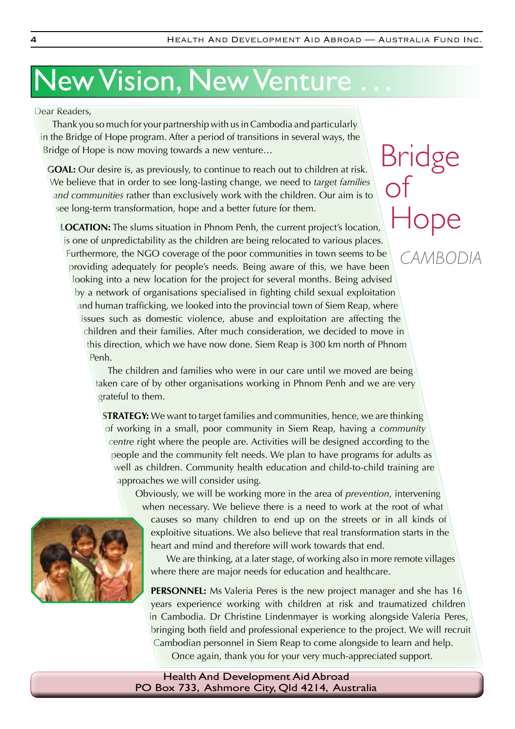# New Vision, New Venture . . .

## Bridge of Hope

*CAMBODIA*

Dear Readers,

Thank you so much for your partnership with us in Cambodia and particularly in the Bridge of Hope program. After a period of transitions in several ways, the Bridge of Hope is now moving towards a new venture…

**GOAL:** Our desire is, as previously, to continue to reach out to children at risk. We believe that in order to see long-lasting change, we need to *target families and communities* rather than exclusively work with the children. Our aim is to see long-term transformation, hope and a better future for them.

**LOCATION:** The slums situation in Phnom Penh, the current project's location, is one of unpredictability as the children are being relocated to various places. Furthermore, the NGO coverage of the poor communities in town seems to be providing adequately for people's needs. Being aware of this, we have been looking into a new location for the project for several months. Being advised by a network of organisations specialised in fighting child sexual exploitation and human trafficking, we looked into the provincial town of Siem Reap, where issues such as domestic violence, abuse and exploitation are affecting the children and their families. After much consideration, we decided to move in this direction, which we have now done. Siem Reap is 300 km north of Phnom Penh.

The children and families who were in our care until we moved are being taken care of by other organisations working in Phnom Penh and we are very grateful to them.

**STRATEGY:** We want to target families and communities, hence, we are thinking of working in a small, poor community in Siem Reap, having a *community centre* right where the people are. Activities will be designed according to the people and the community felt needs. We plan to have programs for adults as well as children. Community health education and child-to-child training are approaches we will consider using.

Obviously, we will be working more in the area of *prevention*, intervening when necessary. We believe there is a need to work at the root of what causes so many children to end up on the streets or in all kinds of exploitive situations. We also believe that real transformation starts in the heart and mind and therefore will work towards that end.

We are thinking, at a later stage, of working also in more remote villages where there are major needs for education and healthcare.

**PERSONNEL:** Ms Valeria Peres is the new project manager and she has 16 years experience working with children at risk and traumatized children in Cambodia. Dr Christine Lindenmayer is working alongside Valeria Peres, bringing both field and professional experience to the project. We will recruit Cambodian personnel in Siem Reap to come alongside to learn and help.

Once again, thank you for your very much-appreciated support.

Health And Development Aid Abroad
PO Box 733, Ashmore City, Qld 4214, Australia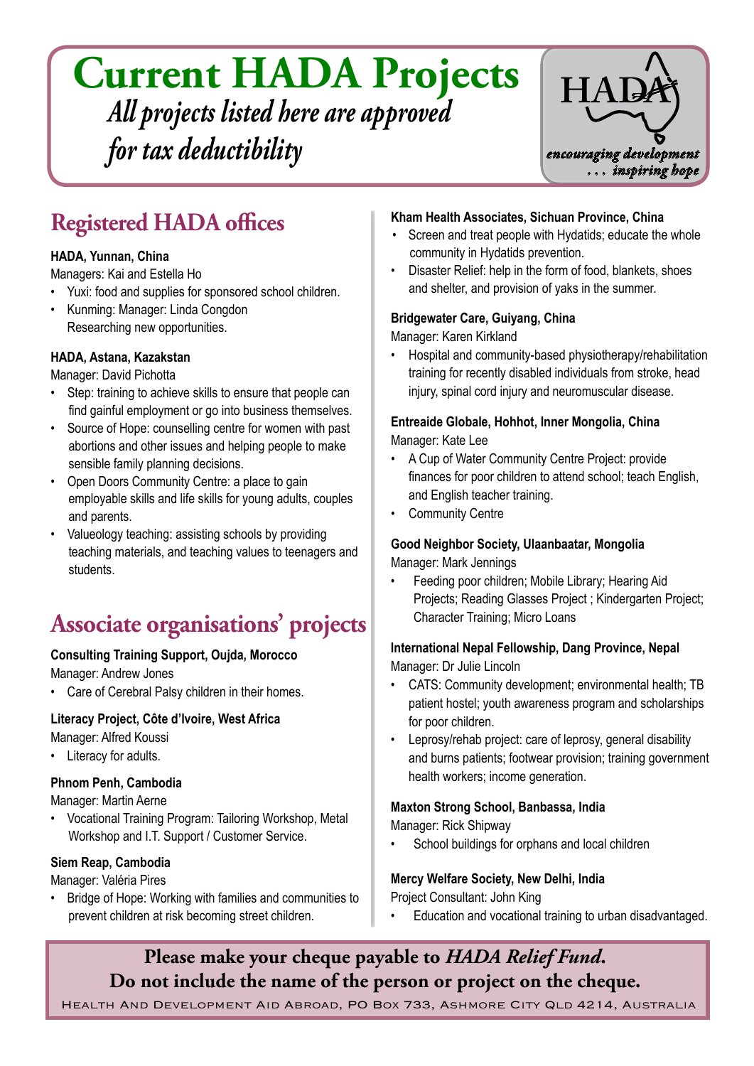# Current HADA Projects

*All projects listed here are approved for tax deductibility*

HADA

*encouraging development ... inspiring hope*

## Registered HADA offices

**HADA, Yunnan, China**
Managers: Kai and Estella Ho

- Yuxi: food and supplies for sponsored school children.
- Kunming: Manager: Linda Congdon
  Researching new opportunities.

**HADA, Astana, Kazakstan**
Manager: David Pichotta

- Step: training to achieve skills to ensure that people can find gainful employment or go into business themselves.
- Source of Hope: counselling centre for women with past abortions and other issues and helping people to make sensible family planning decisions.
- Open Doors Community Centre: a place to gain employable skills and life skills for young adults, couples and parents.
- Valueology teaching: assisting schools by providing teaching materials, and teaching values to teenagers and students.

## Associate organisations' projects

**Consulting Training Support, Oujda, Morocco**
Manager: Andrew Jones

- Care of Cerebral Palsy children in their homes.

**Literacy Project, Côte d'Ivoire, West Africa**
Manager: Alfred Koussi

- Literacy for adults.

**Phnom Penh, Cambodia**
Manager: Martin Aerne

- Vocational Training Program: Tailoring Workshop, Metal Workshop and I.T. Support / Customer Service.

**Siem Reap, Cambodia**
Manager: Valéria Pires

- Bridge of Hope: Working with families and communities to prevent children at risk becoming street children.

**Kham Health Associates, Sichuan Province, China**

- Screen and treat people with Hydatids; educate the whole community in Hydatids prevention.
- Disaster Relief: help in the form of food, blankets, shoes and shelter, and provision of yaks in the summer.

**Bridgewater Care, Guiyang, China**
Manager: Karen Kirkland

- Hospital and community-based physiotherapy/rehabilitation training for recently disabled individuals from stroke, head injury, spinal cord injury and neuromuscular disease.

**Entreaide Globale, Hohhot, Inner Mongolia, China**
Manager: Kate Lee

- A Cup of Water Community Centre Project: provide finances for poor children to attend school; teach English, and English teacher training.
- Community Centre

**Good Neighbor Society, Ulaanbaatar, Mongolia**
Manager: Mark Jennings

- Feeding poor children; Mobile Library; Hearing Aid Projects; Reading Glasses Project ; Kindergarten Project; Character Training; Micro Loans

**International Nepal Fellowship, Dang Province, Nepal**
Manager: Dr Julie Lincoln

- CATS: Community development; environmental health; TB patient hostel; youth awareness program and scholarships for poor children.
- Leprosy/rehab project: care of leprosy, general disability and burns patients; footwear provision; training government health workers; income generation.

**Maxton Strong School, Banbassa, India**
Manager: Rick Shipway

- School buildings for orphans and local children

**Mercy Welfare Society, New Delhi, India**
Project Consultant: John King

- Education and vocational training to urban disadvantaged.

**Please make your cheque payable to *HADA Relief Fund*.**
**Do not include the name of the person or project on the cheque.**

Health And Development Aid Abroad, PO Box 733, Ashmore City QLD 4214, Australia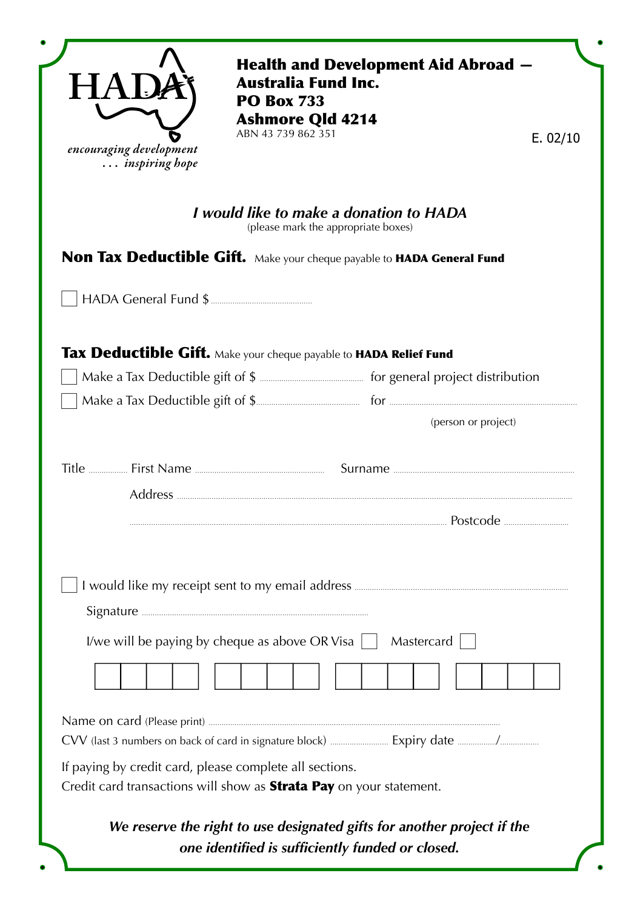HADA

*encouraging development . . . inspiring hope*

**Health and Development Aid Abroad — Australia Fund Inc.**
**PO Box 733**
**Ashmore Qld 4214**
ABN 43 739 862 351

E. 02/10

### *I would like to make a donation to HADA*

(please mark the appropriate boxes)

**Non Tax Deductible Gift.** Make your cheque payable to **HADA General Fund**

☐ HADA General Fund $ ..................

**Tax Deductible Gift.** Make your cheque payable to **HADA Relief Fund**

☐ Make a Tax Deductible gift of $ .................. for general project distribution

☐ Make a Tax Deductible gift of $.................. for ..................
(person or project)

Title ........ First Name .................. Surname ..................

Address ..................

.................. Postcode ..........

☐ I would like my receipt sent to my email address ..................

Signature ..................

I/we will be paying by cheque as above OR Visa ☐ Mastercard ☐

| | | | | | | | | | | | | | | | |
|---|---|---|---|---|---|---|---|---|---|---|---|---|---|---|---|
| | | | | | | | | | | | | | | | |

Name on card (Please print) ..................

CVV (last 3 numbers on back of card in signature block) .......... Expiry date ......../........

If paying by credit card, please complete all sections.
Credit card transactions will show as **Strata Pay** on your statement.

***We reserve the right to use designated gifts for another project if the one identified is sufficiently funded or closed.***